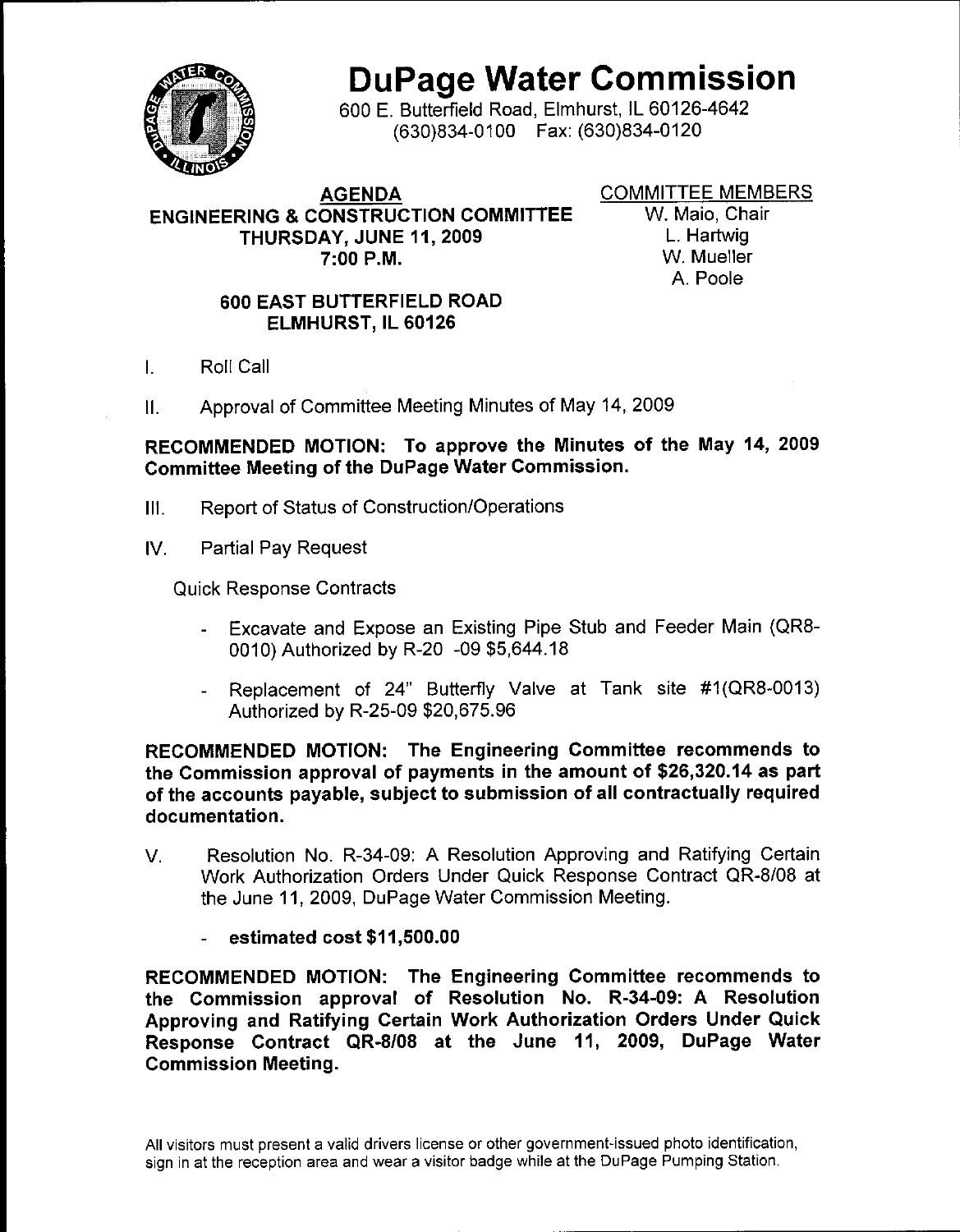# DuPage Water Commission

600 E. Butterfield Road, Elmhurst, IL 60126-4642
(630)834-0100 Fax: (630)834-0120

## AGENDA
## ENGINEERING & CONSTRUCTION COMMITTEE
## THURSDAY, JUNE 11, 2009
## 7:00 P.M.

COMMITTEE MEMBERS
W. Maio, Chair
L. Hartwig
W. Mueller
A. Poole

**600 EAST BUTTERFIELD ROAD**
**ELMHURST, IL 60126**

I. Roll Call

II. Approval of Committee Meeting Minutes of May 14, 2009

**RECOMMENDED MOTION: To approve the Minutes of the May 14, 2009 Committee Meeting of the DuPage Water Commission.**

III. Report of Status of Construction/Operations

IV. Partial Pay Request

Quick Response Contracts

- Excavate and Expose an Existing Pipe Stub and Feeder Main (QR8-0010) Authorized by R-20 -09 $5,644.18
- Replacement of 24" Butterfly Valve at Tank site #1(QR8-0013) Authorized by R-25-09 $20,675.96

**RECOMMENDED MOTION: The Engineering Committee recommends to the Commission approval of payments in the amount of $26,320.14 as part of the accounts payable, subject to submission of all contractually required documentation.**

V. Resolution No. R-34-09: A Resolution Approving and Ratifying Certain Work Authorization Orders Under Quick Response Contract QR-8/08 at the June 11, 2009, DuPage Water Commission Meeting.

- **estimated cost $11,500.00**

**RECOMMENDED MOTION: The Engineering Committee recommends to the Commission approval of Resolution No. R-34-09: A Resolution Approving and Ratifying Certain Work Authorization Orders Under Quick Response Contract QR-8/08 at the June 11, 2009, DuPage Water Commission Meeting.**

All visitors must present a valid drivers license or other government-issued photo identification, sign in at the reception area and wear a visitor badge while at the DuPage Pumping Station.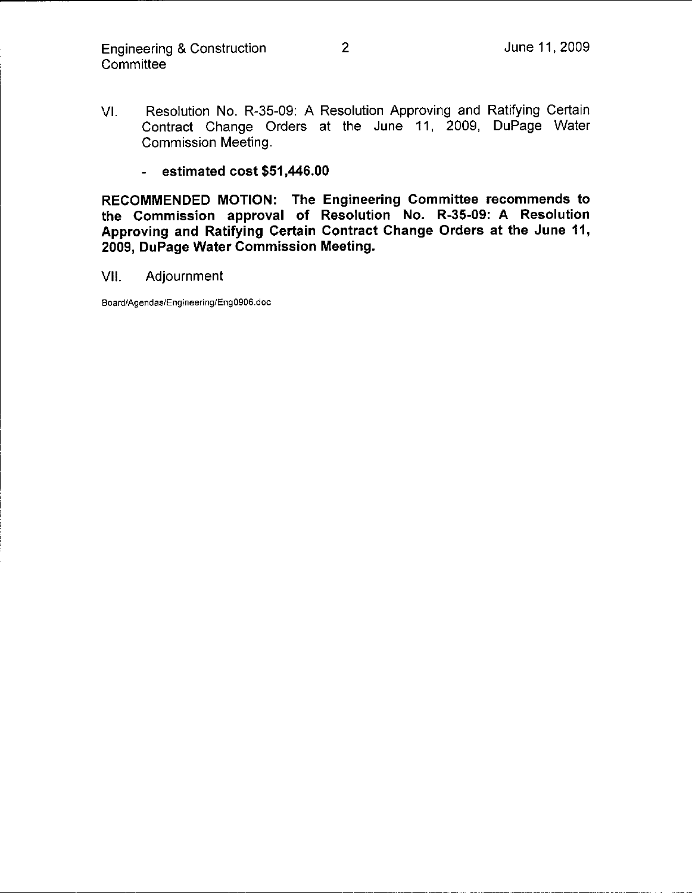VI. Resolution No. R-35-09: A Resolution Approving and Ratifying Certain Contract Change Orders at the June 11, 2009, DuPage Water Commission Meeting.

- **estimated cost $51,446.00**

**RECOMMENDED MOTION: The Engineering Committee recommends to the Commission approval of Resolution No. R-35-09: A Resolution Approving and Ratifying Certain Contract Change Orders at the June 11, 2009, DuPage Water Commission Meeting.**

VII. Adjournment

Board/Agendas/Engineering/Eng0906.doc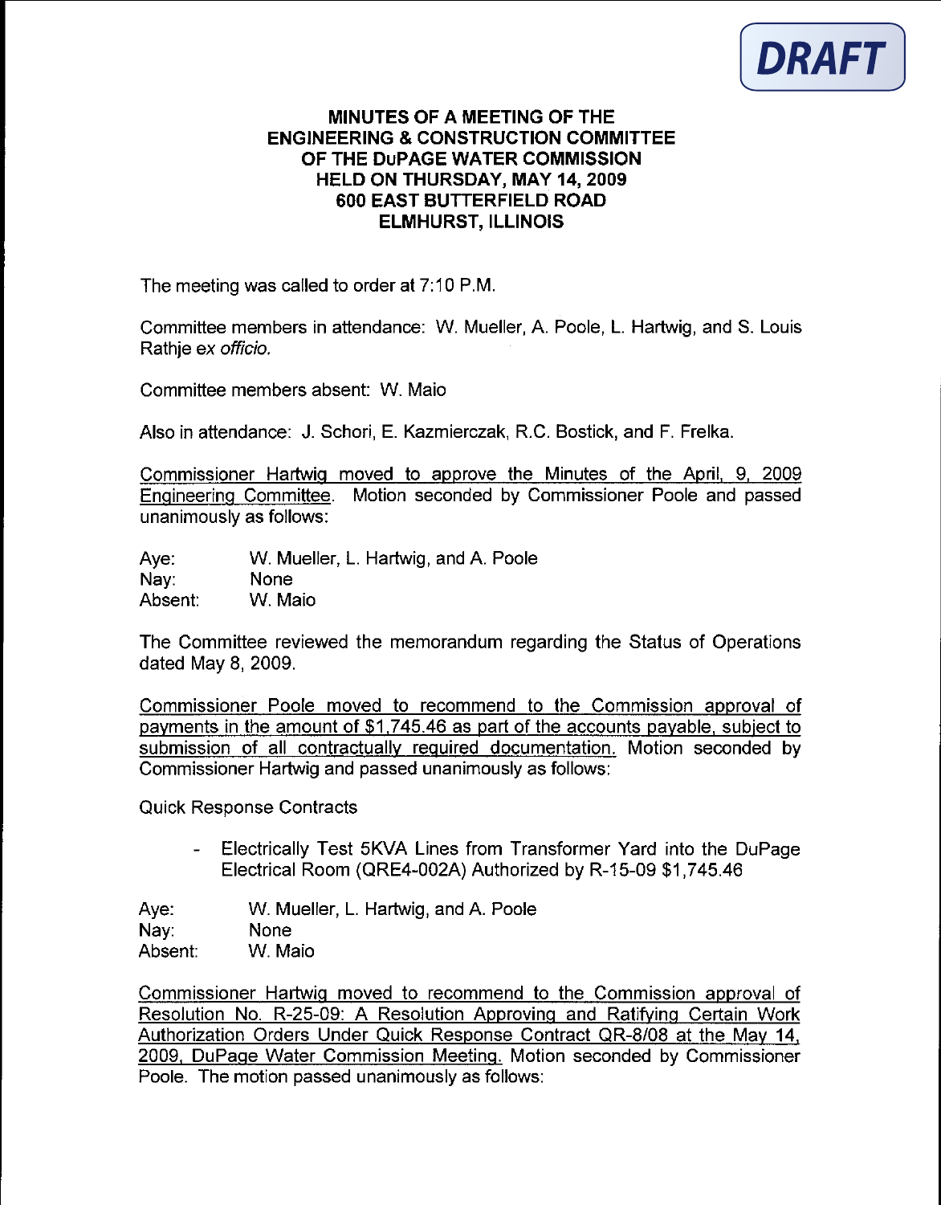**DRAFT**

**MINUTES OF A MEETING OF THE ENGINEERING & CONSTRUCTION COMMITTEE OF THE DuPAGE WATER COMMISSION HELD ON THURSDAY, MAY 14, 2009 600 EAST BUTTERFIELD ROAD ELMHURST, ILLINOIS**

The meeting was called to order at 7:10 P.M.

Committee members in attendance: W. Mueller, A. Poole, L. Hartwig, and S. Louis Rathje *ex officio.*

Committee members absent: W. Maio

Also in attendance: J. Schori, E. Kazmierczak, R.C. Bostick, and F. Frelka.

Commissioner Hartwig moved to approve the Minutes of the April, 9, 2009 Engineering Committee. Motion seconded by Commissioner Poole and passed unanimously as follows:

Aye: W. Mueller, L. Hartwig, and A. Poole
Nay: None
Absent: W. Maio

The Committee reviewed the memorandum regarding the Status of Operations dated May 8, 2009.

Commissioner Poole moved to recommend to the Commission approval of payments in the amount of $1,745.46 as part of the accounts payable, subject to submission of all contractually required documentation. Motion seconded by Commissioner Hartwig and passed unanimously as follows:

Quick Response Contracts

- Electrically Test 5KVA Lines from Transformer Yard into the DuPage Electrical Room (QRE4-002A) Authorized by R-15-09 $1,745.46

Aye: W. Mueller, L. Hartwig, and A. Poole
Nay: None
Absent: W. Maio

Commissioner Hartwig moved to recommend to the Commission approval of Resolution No. R-25-09: A Resolution Approving and Ratifying Certain Work Authorization Orders Under Quick Response Contract QR-8/08 at the May 14, 2009, DuPage Water Commission Meeting. Motion seconded by Commissioner Poole. The motion passed unanimously as follows: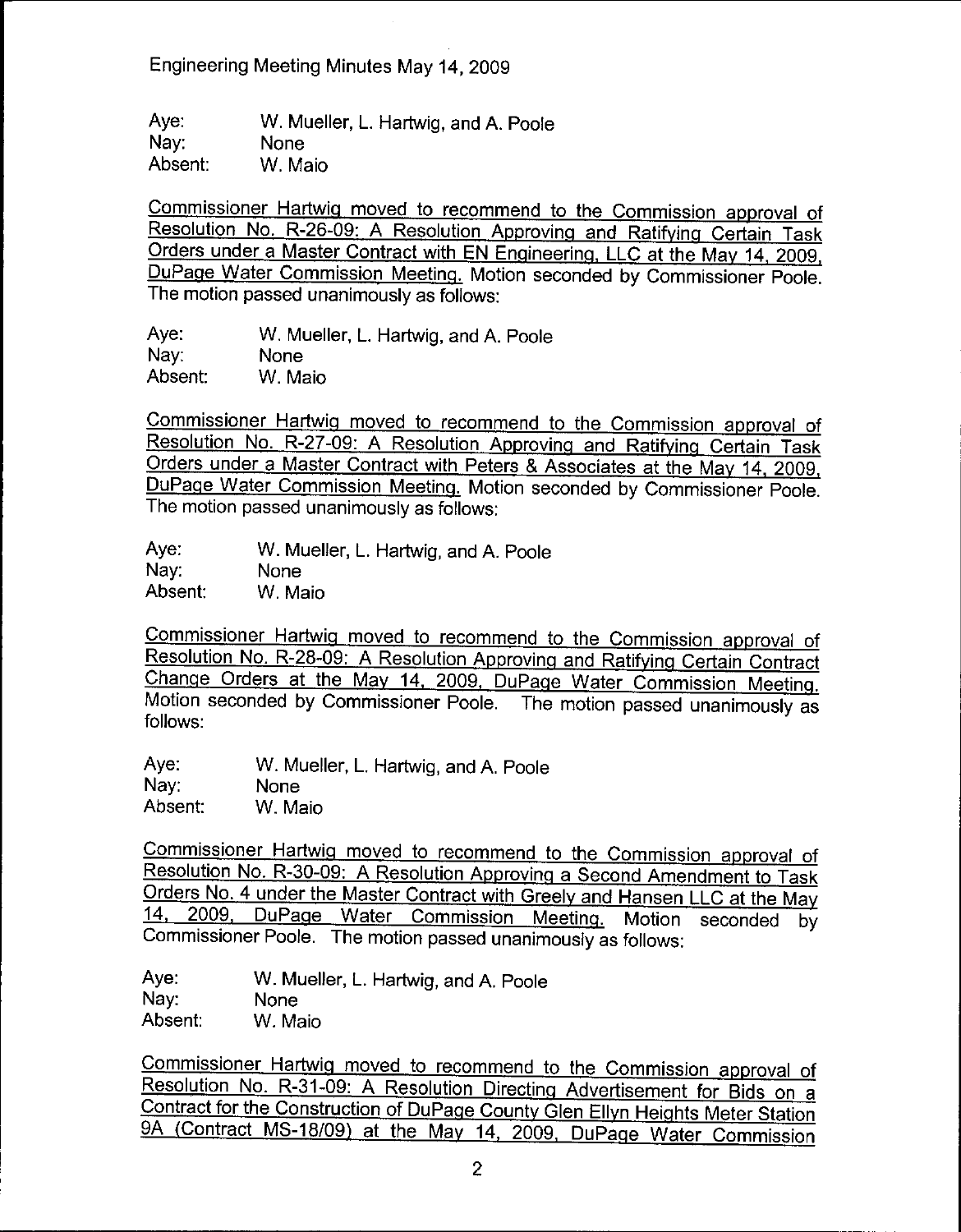Aye: W. Mueller, L. Hartwig, and A. Poole
Nay: None
Absent: W. Maio

Commissioner Hartwig moved to recommend to the Commission approval of Resolution No. R-26-09: A Resolution Approving and Ratifying Certain Task Orders under a Master Contract with EN Engineering, LLC at the May 14, 2009, DuPage Water Commission Meeting. Motion seconded by Commissioner Poole. The motion passed unanimously as follows:

Aye: W. Mueller, L. Hartwig, and A. Poole
Nay: None
Absent: W. Maio

Commissioner Hartwig moved to recommend to the Commission approval of Resolution No. R-27-09: A Resolution Approving and Ratifying Certain Task Orders under a Master Contract with Peters & Associates at the May 14, 2009, DuPage Water Commission Meeting. Motion seconded by Commissioner Poole. The motion passed unanimously as follows:

Aye: W. Mueller, L. Hartwig, and A. Poole
Nay: None
Absent: W. Maio

Commissioner Hartwig moved to recommend to the Commission approval of Resolution No. R-28-09: A Resolution Approving and Ratifying Certain Contract Change Orders at the May 14, 2009, DuPage Water Commission Meeting. Motion seconded by Commissioner Poole. The motion passed unanimously as follows:

Aye: W. Mueller, L. Hartwig, and A. Poole
Nay: None
Absent: W. Maio

Commissioner Hartwig moved to recommend to the Commission approval of Resolution No. R-30-09: A Resolution Approving a Second Amendment to Task Orders No. 4 under the Master Contract with Greely and Hansen LLC at the May 14, 2009, DuPage Water Commission Meeting. Motion seconded by Commissioner Poole. The motion passed unanimously as follows:

Aye: W. Mueller, L. Hartwig, and A. Poole
Nay: None
Absent: W. Maio

Commissioner Hartwig moved to recommend to the Commission approval of Resolution No. R-31-09: A Resolution Directing Advertisement for Bids on a Contract for the Construction of DuPage County Glen Ellyn Heights Meter Station 9A (Contract MS-18/09) at the May 14, 2009, DuPage Water Commission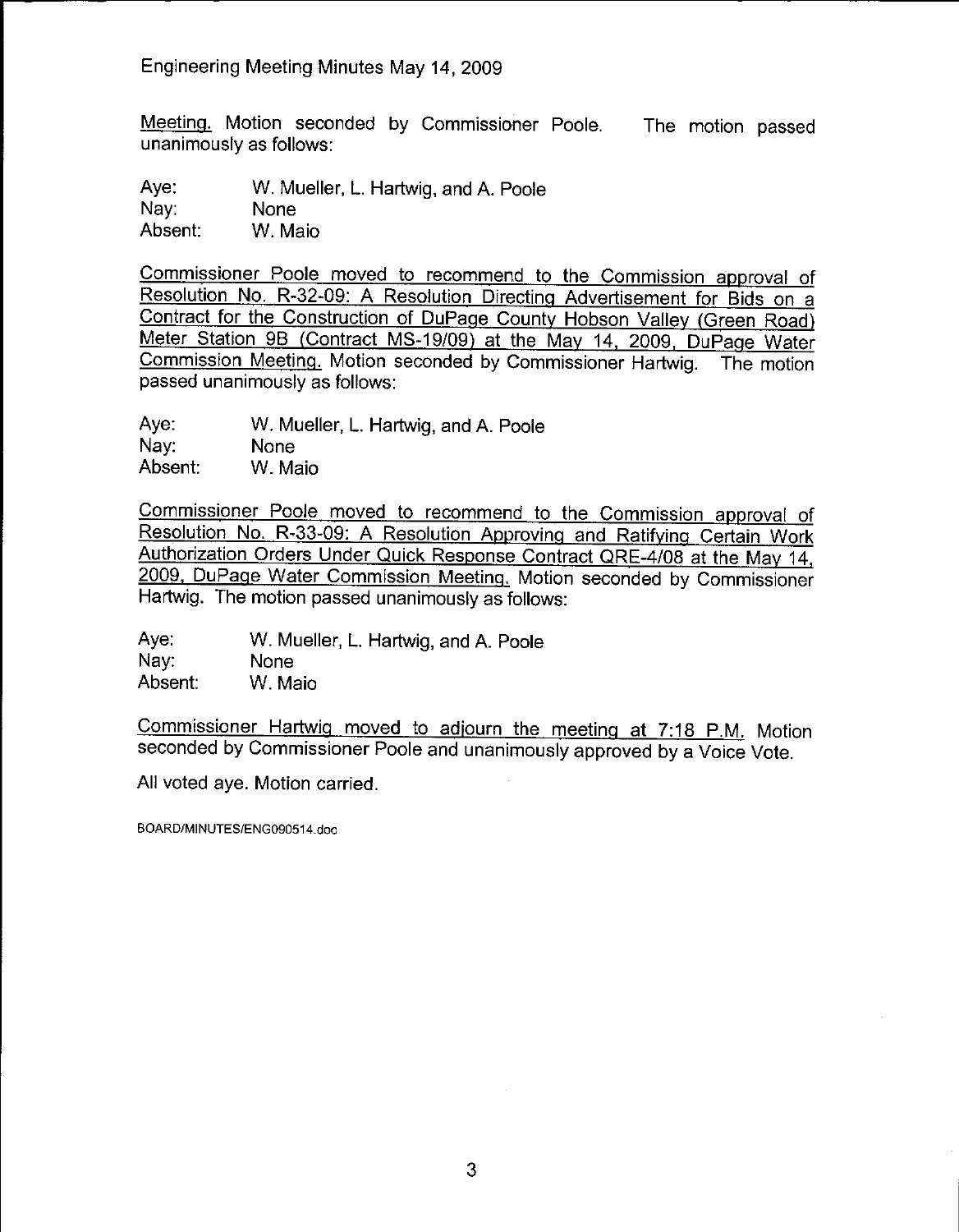Meeting. Motion seconded by Commissioner Poole. The motion passed unanimously as follows:

Aye: W. Mueller, L. Hartwig, and A. Poole
Nay: None
Absent: W. Maio

Commissioner Poole moved to recommend to the Commission approval of Resolution No. R-32-09: A Resolution Directing Advertisement for Bids on a Contract for the Construction of DuPage County Hobson Valley (Green Road) Meter Station 9B (Contract MS-19/09) at the May 14, 2009, DuPage Water Commission Meeting. Motion seconded by Commissioner Hartwig. The motion passed unanimously as follows:

Aye: W. Mueller, L. Hartwig, and A. Poole
Nay: None
Absent: W. Maio

Commissioner Poole moved to recommend to the Commission approval of Resolution No. R-33-09: A Resolution Approving and Ratifying Certain Work Authorization Orders Under Quick Response Contract QRE-4/08 at the May 14, 2009, DuPage Water Commission Meeting. Motion seconded by Commissioner Hartwig. The motion passed unanimously as follows:

Aye: W. Mueller, L. Hartwig, and A. Poole
Nay: None
Absent: W. Maio

Commissioner Hartwig moved to adjourn the meeting at 7:18 P.M. Motion seconded by Commissioner Poole and unanimously approved by a Voice Vote.

All voted aye. Motion carried.

BOARD/MINUTES/ENG090514.doc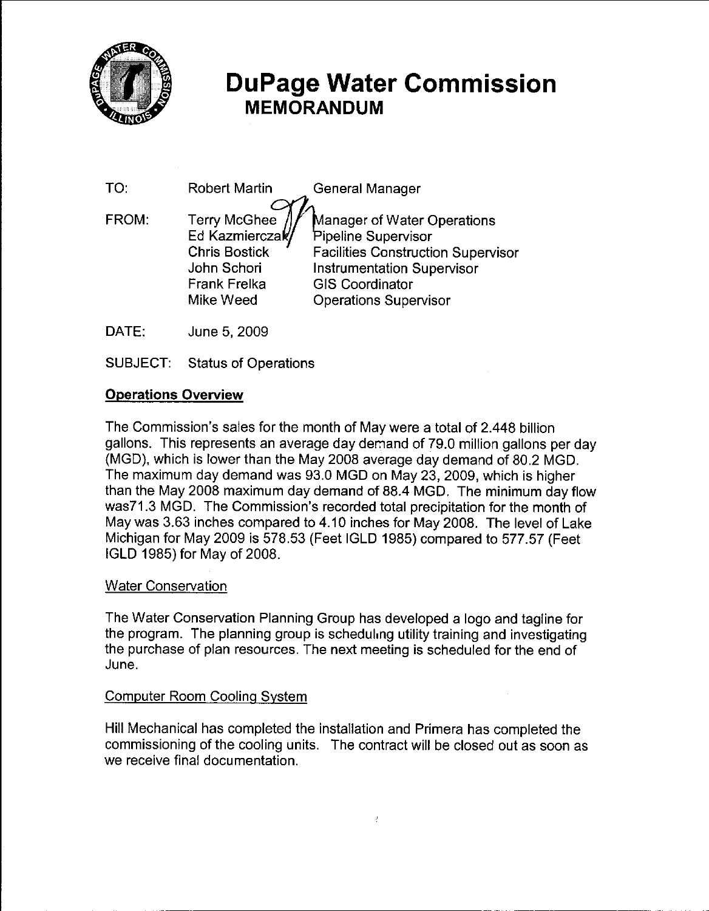# DuPage Water Commission

## MEMORANDUM

| | | |
|---|---|---|
| TO: | Robert Martin | General Manager |
| FROM: | Terry McGhee | Manager of Water Operations |
| | Ed Kazmierczak | Pipeline Supervisor |
| | Chris Bostick | Facilities Construction Supervisor |
| | John Schori | Instrumentation Supervisor |
| | Frank Frelka | GIS Coordinator |
| | Mike Weed | Operations Supervisor |
| DATE: | June 5, 2009 | |
| SUBJECT: | Status of Operations | |

**Operations Overview**

The Commission's sales for the month of May were a total of 2.448 billion gallons. This represents an average day demand of 79.0 million gallons per day (MGD), which is lower than the May 2008 average day demand of 80.2 MGD. The maximum day demand was 93.0 MGD on May 23, 2009, which is higher than the May 2008 maximum day demand of 88.4 MGD. The minimum day flow was71.3 MGD. The Commission's recorded total precipitation for the month of May was 3.63 inches compared to 4.10 inches for May 2008. The level of Lake Michigan for May 2009 is 578.53 (Feet IGLD 1985) compared to 577.57 (Feet IGLD 1985) for May of 2008.

Water Conservation

The Water Conservation Planning Group has developed a logo and tagline for the program. The planning group is scheduling utility training and investigating the purchase of plan resources. The next meeting is scheduled for the end of June.

Computer Room Cooling System

Hill Mechanical has completed the installation and Primera has completed the commissioning of the cooling units. The contract will be closed out as soon as we receive final documentation.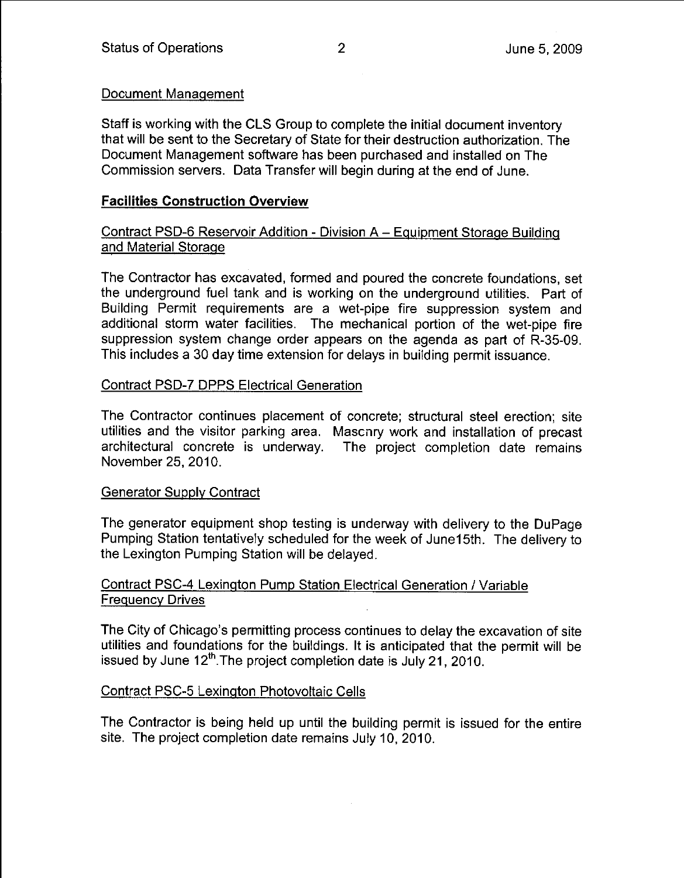## Document Management

Staff is working with the CLS Group to complete the initial document inventory that will be sent to the Secretary of State for their destruction authorization. The Document Management software has been purchased and installed on The Commission servers. Data Transfer will begin during at the end of June.

## **Facilities Construction Overview**

### Contract PSD-6 Reservoir Addition - Division A – Equipment Storage Building and Material Storage

The Contractor has excavated, formed and poured the concrete foundations, set the underground fuel tank and is working on the underground utilities. Part of Building Permit requirements are a wet-pipe fire suppression system and additional storm water facilities. The mechanical portion of the wet-pipe fire suppression system change order appears on the agenda as part of R-35-09. This includes a 30 day time extension for delays in building permit issuance.

### Contract PSD-7 DPPS Electrical Generation

The Contractor continues placement of concrete; structural steel erection; site utilities and the visitor parking area. Mascnry work and installation of precast architectural concrete is underway. The project completion date remains November 25, 2010.

### Generator Supply Contract

The generator equipment shop testing is underway with delivery to the DuPage Pumping Station tentatively scheduled for the week of June15th. The delivery to the Lexington Pumping Station will be delayed.

### Contract PSC-4 Lexington Pump Station Electrical Generation / Variable Frequency Drives

The City of Chicago's permitting process continues to delay the excavation of site utilities and foundations for the buildings. It is anticipated that the permit will be issued by June 12th.The project completion date is July 21, 2010.

### Contract PSC-5 Lexington Photovoltaic Cells

The Contractor is being held up until the building permit is issued for the entire site. The project completion date remains July 10, 2010.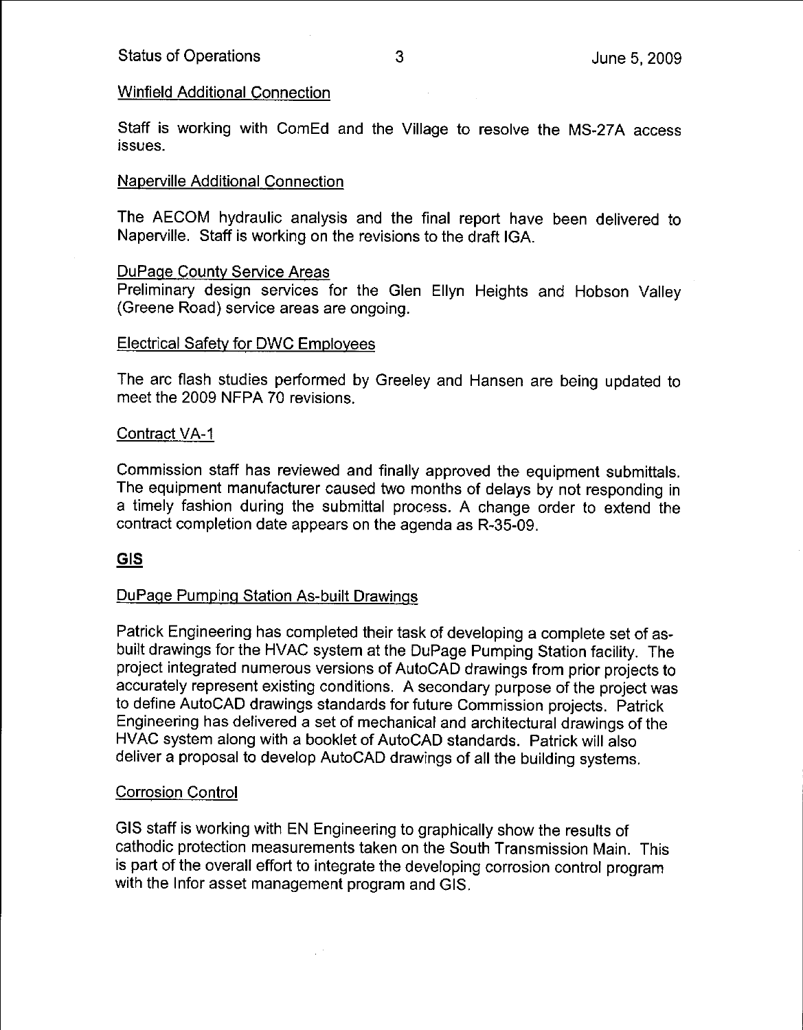### Winfield Additional Connection

Staff is working with ComEd and the Village to resolve the MS-27A access issues.

### Naperville Additional Connection

The AECOM hydraulic analysis and the final report have been delivered to Naperville. Staff is working on the revisions to the draft IGA.

### DuPage County Service Areas

Preliminary design services for the Glen Ellyn Heights and Hobson Valley (Greene Road) service areas are ongoing.

### Electrical Safety for DWC Employees

The arc flash studies performed by Greeley and Hansen are being updated to meet the 2009 NFPA 70 revisions.

### Contract VA-1

Commission staff has reviewed and finally approved the equipment submittals. The equipment manufacturer caused two months of delays by not responding in a timely fashion during the submittal process. A change order to extend the contract completion date appears on the agenda as R-35-09.

## GIS

### DuPage Pumping Station As-built Drawings

Patrick Engineering has completed their task of developing a complete set of as-built drawings for the HVAC system at the DuPage Pumping Station facility. The project integrated numerous versions of AutoCAD drawings from prior projects to accurately represent existing conditions. A secondary purpose of the project was to define AutoCAD drawings standards for future Commission projects. Patrick Engineering has delivered a set of mechanical and architectural drawings of the HVAC system along with a booklet of AutoCAD standards. Patrick will also deliver a proposal to develop AutoCAD drawings of all the building systems.

### Corrosion Control

GIS staff is working with EN Engineering to graphically show the results of cathodic protection measurements taken on the South Transmission Main. This is part of the overall effort to integrate the developing corrosion control program with the Infor asset management program and GIS.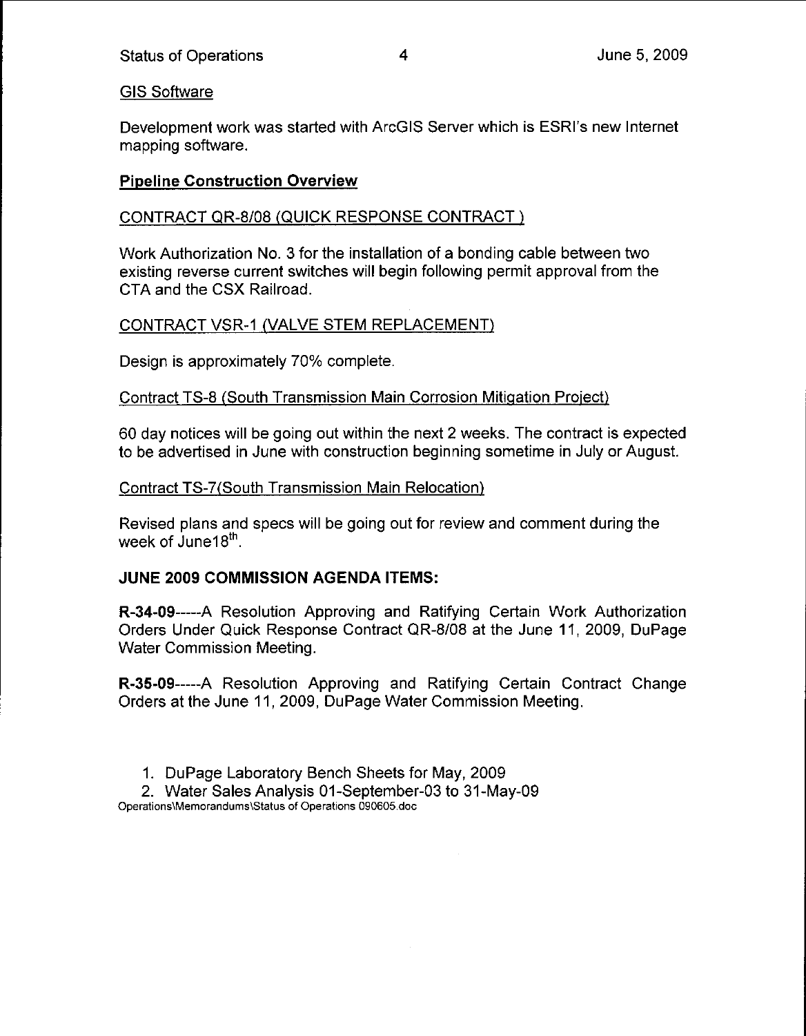GIS Software

Development work was started with ArcGIS Server which is ESRI's new Internet mapping software.

**Pipeline Construction Overview**

CONTRACT QR-8/08 (QUICK RESPONSE CONTRACT )

Work Authorization No. 3 for the installation of a bonding cable between two existing reverse current switches will begin following permit approval from the CTA and the CSX Railroad.

CONTRACT VSR-1 (VALVE STEM REPLACEMENT)

Design is approximately 70% complete.

Contract TS-8 (South Transmission Main Corrosion Mitigation Project)

60 day notices will be going out within the next 2 weeks. The contract is expected to be advertised in June with construction beginning sometime in July or August.

Contract TS-7(South Transmission Main Relocation)

Revised plans and specs will be going out for review and comment during the week of June18th.

**JUNE 2009 COMMISSION AGENDA ITEMS:**

**R-34-09**-----A Resolution Approving and Ratifying Certain Work Authorization Orders Under Quick Response Contract QR-8/08 at the June 11, 2009, DuPage Water Commission Meeting.

**R-35-09**-----A Resolution Approving and Ratifying Certain Contract Change Orders at the June 11, 2009, DuPage Water Commission Meeting.

1. DuPage Laboratory Bench Sheets for May, 2009
2. Water Sales Analysis 01-September-03 to 31-May-09

Operations\Memorandums\Status of Operations 090605.doc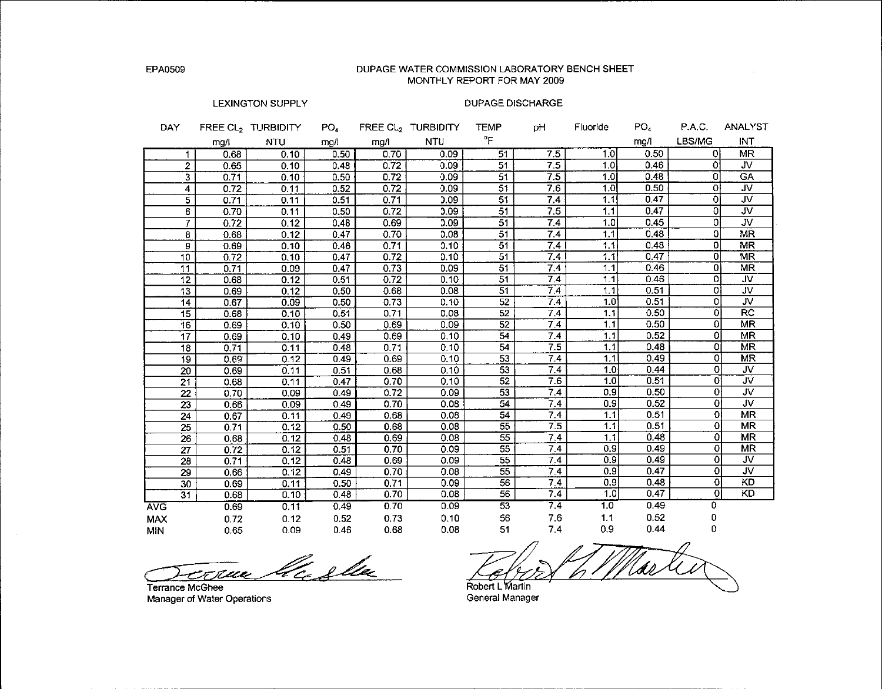EPA0509

# DUPAGE WATER COMMISSION LABORATORY BENCH SHEET
## MONTHLY REPORT FOR MAY 2009

| | LEXINGTON SUPPLY | | | DUPAGE DISCHARGE | | | | | | | |
|---|---|---|---|---|---|---|---|---|---|---|---|
| DAY | FREE $CL_2$ mg/l | TURBIDITY NTU | $PO_4$ mg/l | FREE $CL_2$ mg/l | TURBIDITY NTU | TEMP °F | pH | Fluoride | $PO_4$ mg/l | P.A.C. LBS/MG | ANALYST INT |
| 1 | 0.68 | 0.10 | 0.50 | 0.70 | 0.09 | 51 | 7.5 | 1.0 | 0.50 | 0 | MR |
| 2 | 0.65 | 0.10 | 0.48 | 0.72 | 0.09 | 51 | 7.5 | 1.0 | 0.46 | 0 | JV |
| 3 | 0.71 | 0.10 | 0.50 | 0.72 | 0.09 | 51 | 7.5 | 1.0 | 0.48 | 0 | GA |
| 4 | 0.72 | 0.11 | 0.52 | 0.72 | 0.09 | 51 | 7.6 | 1.0 | 0.50 | 0 | JV |
| 5 | 0.71 | 0.11 | 0.51 | 0.71 | 0.09 | 51 | 7.4 | 1.1 | 0.47 | 0 | JV |
| 6 | 0.70 | 0.11 | 0.50 | 0.72 | 0.09 | 51 | 7.5 | 1.1 | 0.47 | 0 | JV |
| 7 | 0.72 | 0.12 | 0.48 | 0.69 | 0.09 | 51 | 7.4 | 1.0 | 0.45 | 0 | JV |
| 8 | 0.68 | 0.12 | 0.47 | 0.70 | 0.08 | 51 | 7.4 | 1.1 | 0.48 | 0 | MR |
| 9 | 0.69 | 0.10 | 0.46 | 0.71 | 0.10 | 51 | 7.4 | 1.1 | 0.48 | 0 | MR |
| 10 | 0.72 | 0.10 | 0.47 | 0.72 | 0.10 | 51 | 7.4 | 1.1 | 0.47 | 0 | MR |
| 11 | 0.71 | 0.09 | 0.47 | 0.73 | 0.09 | 51 | 7.4 | 1.1 | 0.46 | 0 | MR |
| 12 | 0.68 | 0.12 | 0.51 | 0.72 | 0.10 | 51 | 7.4 | 1.1 | 0.46 | 0 | JV |
| 13 | 0.69 | 0.12 | 0.50 | 0.68 | 0.08 | 51 | 7.4 | 1.1 | 0.51 | 0 | JV |
| 14 | 0.67 | 0.09 | 0.50 | 0.73 | 0.10 | 52 | 7.4 | 1.0 | 0.51 | 0 | JV |
| 15 | 0.68 | 0.10 | 0.51 | 0.71 | 0.08 | 52 | 7.4 | 1.1 | 0.50 | 0 | RC |
| 16 | 0.69 | 0.10 | 0.50 | 0.69 | 0.09 | 52 | 7.4 | 1.1 | 0.50 | 0 | MR |
| 17 | 0.69 | 0.10 | 0.49 | 0.69 | 0.10 | 54 | 7.4 | 1.1 | 0.52 | 0 | MR |
| 18 | 0.71 | 0.11 | 0.48 | 0.71 | 0.10 | 54 | 7.5 | 1.1 | 0.48 | 0 | MR |
| 19 | 0.69 | 0.12 | 0.49 | 0.69 | 0.10 | 53 | 7.4 | 1.1 | 0.49 | 0 | MR |
| 20 | 0.69 | 0.11 | 0.51 | 0.68 | 0.10 | 53 | 7.4 | 1.0 | 0.44 | 0 | JV |
| 21 | 0.68 | 0.11 | 0.47 | 0.70 | 0.10 | 52 | 7.6 | 1.0 | 0.51 | 0 | JV |
| 22 | 0.70 | 0.09 | 0.49 | 0.72 | 0.09 | 53 | 7.4 | 0.9 | 0.50 | 0 | JV |
| 23 | 0.66 | 0.09 | 0.49 | 0.70 | 0.08 | 54 | 7.4 | 0.9 | 0.52 | 0 | JV |
| 24 | 0.67 | 0.11 | 0.49 | 0.68 | 0.08 | 54 | 7.4 | 1.1 | 0.51 | 0 | MR |
| 25 | 0.71 | 0.12 | 0.50 | 0.68 | 0.08 | 55 | 7.5 | 1.1 | 0.51 | 0 | MR |
| 26 | 0.68 | 0.12 | 0.48 | 0.69 | 0.08 | 55 | 7.4 | 1.1 | 0.48 | 0 | MR |
| 27 | 0.72 | 0.12 | 0.51 | 0.70 | 0.09 | 55 | 7.4 | 0.9 | 0.49 | 0 | MR |
| 28 | 0.71 | 0.12 | 0.48 | 0.69 | 0.09 | 55 | 7.4 | 0.9 | 0.49 | 0 | JV |
| 29 | 0.66 | 0.12 | 0.49 | 0.70 | 0.08 | 55 | 7.4 | 0.9 | 0.47 | 0 | JV |
| 30 | 0.69 | 0.11 | 0.50 | 0.71 | 0.09 | 56 | 7.4 | 0.9 | 0.48 | 0 | KD |
| 31 | 0.68 | 0.10 | 0.48 | 0.70 | 0.08 | 56 | 7.4 | 1.0 | 0.47 | 0 | KD |
| AVG | 0.69 | 0.11 | 0.49 | 0.70 | 0.09 | 53 | 7.4 | 1.0 | 0.49 | 0 | |
| MAX | 0.72 | 0.12 | 0.52 | 0.73 | 0.10 | 56 | 7.6 | 1.1 | 0.52 | 0 | |
| MIN | 0.65 | 0.09 | 0.46 | 0.68 | 0.08 | 51 | 7.4 | 0.9 | 0.44 | 0 | |

Terrance McGhee
Manager of Water Operations

Robert L Martin
General Manager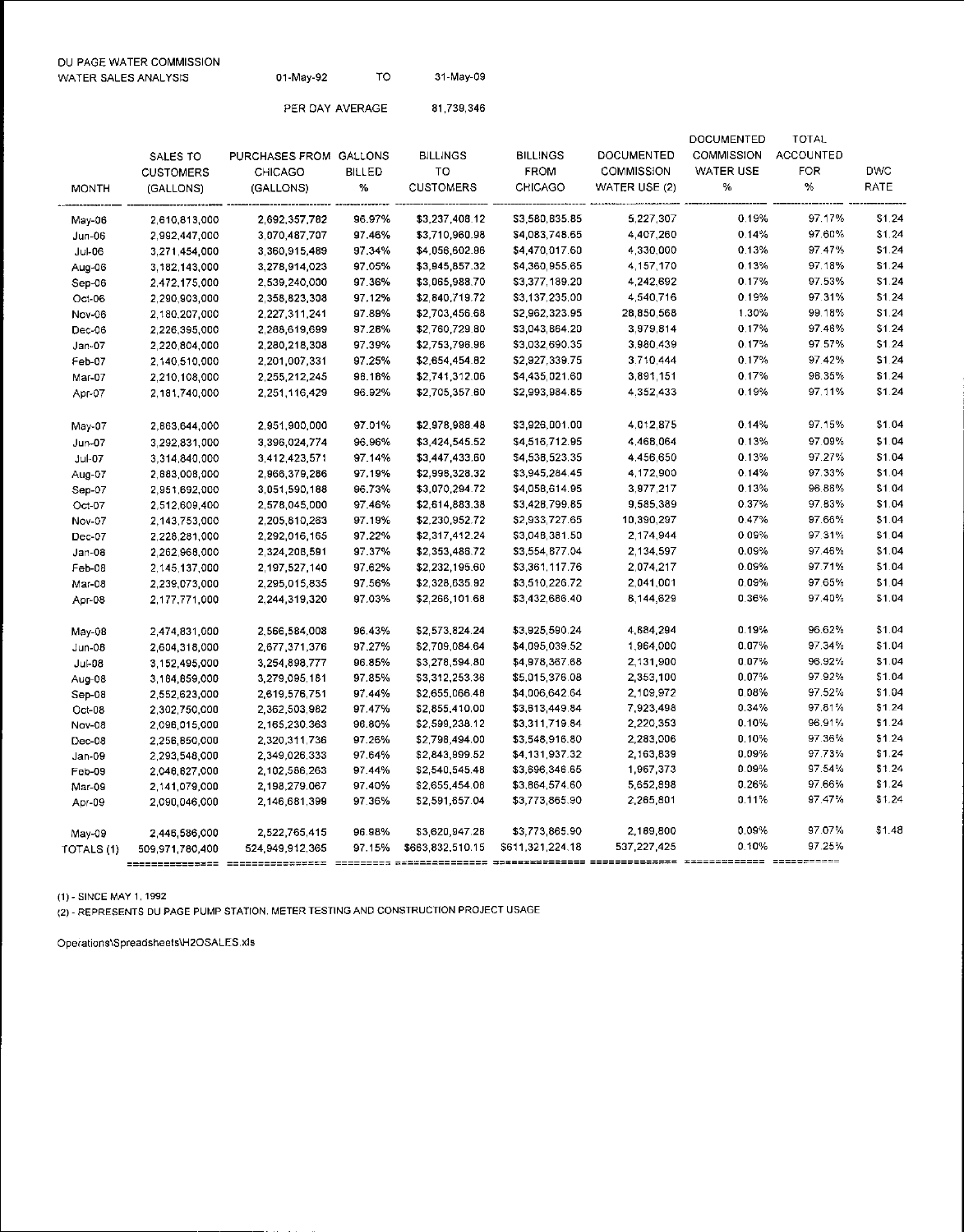DU PAGE WATER COMMISSION
WATER SALES ANALYSIS 01-May-92 TO 31-May-09

PER DAY AVERAGE 81,739,346

| MONTH | SALES TO CUSTOMERS (GALLONS) | PURCHASES FROM CHICAGO (GALLONS) | GALLONS BILLED % | BILLINGS TO CUSTOMERS | BILLINGS FROM CHICAGO | DOCUMENTED COMMISSION WATER USE (2) | DOCUMENTED COMMISSION WATER USE % | TOTAL ACCOUNTED FOR % | DWC RATE |
|---|---|---|---|---|---|---|---|---|---|
| May-06 | 2,610,813,000 | 2,692,357,782 | 96.97% | $3,237,408.12 | $3,580,835.85 | 5,227,307 | 0.19% | 97.17% | $1.24 |
| Jun-06 | 2,992,447,000 | 3,070,487,707 | 97.46% | $3,710,960.98 | $4,083,748.65 | 4,407,260 | 0.14% | 97.60% | $1.24 |
| Jul-06 | 3,271,454,000 | 3,360,915,489 | 97.34% | $4,056,602.96 | $4,470,017.60 | 4,330,000 | 0.13% | 97.47% | $1.24 |
| Aug-06 | 3,182,143,000 | 3,278,914,023 | 97.05% | $3,945,857.32 | $4,360,955.65 | 4,157,170 | 0.13% | 97.18% | $1.24 |
| Sep-06 | 2,472,175,000 | 2,539,240,000 | 97.36% | $3,065,988.70 | $3,377,189.20 | 4,242,692 | 0.17% | 97.53% | $1.24 |
| Oct-06 | 2,290,903,000 | 2,358,823,308 | 97.12% | $2,840,719.72 | $3,137,235.00 | 4,540,716 | 0.19% | 97.31% | $1.24 |
| Nov-06 | 2,180,207,000 | 2,227,311,241 | 97.88% | $2,703,456.68 | $2,962,323.95 | 28,850,568 | 1.30% | 99.18% | $1.24 |
| Dec-06 | 2,226,395,000 | 2,288,619,699 | 97.28% | $2,760,729.80 | $3,043,864.20 | 3,979,814 | 0.17% | 97.46% | $1.24 |
| Jan-07 | 2,220,804,000 | 2,280,218,308 | 97.39% | $2,753,796.96 | $3,032,690.35 | 3,980,439 | 0.17% | 97.57% | $1.24 |
| Feb-07 | 2,140,510,000 | 2,201,007,331 | 97.25% | $2,654,454.82 | $2,927,339.75 | 3,710,444 | 0.17% | 97.42% | $1.24 |
| Mar-07 | 2,210,108,000 | 2,255,212,245 | 98.16% | $2,741,312.06 | $4,435,021.60 | 3,891,151 | 0.17% | 98.35% | $1.24 |
| Apr-07 | 2,181,740,000 | 2,251,116,429 | 96.92% | $2,705,357.60 | $2,993,984.85 | 4,352,433 | 0.19% | 97.11% | $1.24 |
| | | | | | | | | | |
| May-07 | 2,863,644,000 | 2,951,900,000 | 97.01% | $2,978,988.48 | $3,926,001.00 | 4,012,875 | 0.14% | 97.15% | $1.04 |
| Jun-07 | 3,292,831,000 | 3,396,024,774 | 96.96% | $3,424,545.52 | $4,516,712.95 | 4,468,064 | 0.13% | 97.09% | $1.04 |
| Jul-07 | 3,314,840,000 | 3,412,423,571 | 97.14% | $3,447,433.60 | $4,538,523.35 | 4,456,650 | 0.13% | 97.27% | $1.04 |
| Aug-07 | 2,883,008,000 | 2,966,379,286 | 97.19% | $2,998,328.32 | $3,945,284.45 | 4,172,900 | 0.14% | 97.33% | $1.04 |
| Sep-07 | 2,951,692,000 | 3,051,590,188 | 96.73% | $3,070,294.72 | $4,058,614.95 | 3,977,217 | 0.13% | 96.86% | $1.04 |
| Oct-07 | 2,512,609,400 | 2,578,045,000 | 97.46% | $2,614,883.38 | $3,428,799.85 | 9,585,389 | 0.37% | 97.83% | $1.04 |
| Nov-07 | 2,143,753,000 | 2,205,810,263 | 97.19% | $2,230,952.72 | $2,933,727.65 | 10,390,297 | 0.47% | 97.66% | $1.04 |
| Dec-07 | 2,228,281,000 | 2,292,016,165 | 97.22% | $2,317,412.24 | $3,048,381.50 | 2,174,944 | 0.09% | 97.31% | $1.04 |
| Jan-08 | 2,262,968,000 | 2,324,208,591 | 97.37% | $2,353,486.72 | $3,554,877.04 | 2,134,597 | 0.09% | 97.46% | $1.04 |
| Feb-08 | 2,145,137,000 | 2,197,527,140 | 97.62% | $2,232,195.60 | $3,361,117.76 | 2,074,217 | 0.09% | 97.71% | $1.04 |
| Mar-08 | 2,239,073,000 | 2,295,015,835 | 97.56% | $2,328,635.92 | $3,510,226.72 | 2,041,001 | 0.09% | 97.65% | $1.04 |
| Apr-08 | 2,177,771,000 | 2,244,319,320 | 97.03% | $2,266,101.68 | $3,432,686.40 | 8,144,629 | 0.36% | 97.40% | $1.04 |
| | | | | | | | | | |
| May-08 | 2,474,831,000 | 2,566,584,008 | 96.43% | $2,573,824.24 | $3,925,590.24 | 4,884,294 | 0.19% | 96.62% | $1.04 |
| Jun-08 | 2,604,318,000 | 2,677,371,376 | 97.27% | $2,709,084.64 | $4,095,039.52 | 1,964,000 | 0.07% | 97.34% | $1.04 |
| Jul-08 | 3,152,495,000 | 3,254,898,777 | 96.85% | $3,278,594.80 | $4,978,367.68 | 2,131,900 | 0.07% | 96.92% | $1.04 |
| Aug-08 | 3,184,859,000 | 3,279,095,181 | 97.85% | $3,312,253.36 | $5,015,376.08 | 2,353,100 | 0.07% | 97.92% | $1.04 |
| Sep-08 | 2,552,623,000 | 2,619,576,751 | 97.44% | $2,655,066.48 | $4,006,642.64 | 2,109,972 | 0.08% | 97.52% | $1.04 |
| Oct-08 | 2,302,750,000 | 2,362,503,962 | 97.47% | $2,855,410.00 | $3,613,449.84 | 7,923,498 | 0.34% | 97.81% | $1.24 |
| Nov-08 | 2,096,015,000 | 2,165,230,363 | 96.80% | $2,599,238.12 | $3,311,719.84 | 2,220,353 | 0.10% | 96.91% | $1.24 |
| Dec-08 | 2,256,850,000 | 2,320,311,736 | 97.26% | $2,798,494.00 | $3,548,916.80 | 2,283,006 | 0.10% | 97.36% | $1.24 |
| Jan-09 | 2,293,548,000 | 2,349,026,333 | 97.64% | $2,843,999.52 | $4,131,937.32 | 2,163,839 | 0.09% | 97.73% | $1.24 |
| Feb-09 | 2,048,827,000 | 2,102,586,263 | 97.44% | $2,540,545.48 | $3,696,348.65 | 1,967,373 | 0.09% | 97.54% | $1.24 |
| Mar-09 | 2,141,079,000 | 2,198,279,067 | 97.40% | $2,655,454.08 | $3,864,574.60 | 5,652,898 | 0.26% | 97.66% | $1.24 |
| Apr-09 | 2,090,046,000 | 2,146,681,399 | 97.36% | $2,591,657.04 | $3,773,865.90 | 2,285,801 | 0.11% | 97.47% | $1.24 |
| | | | | | | | | | |
| May-09 | 2,446,586,000 | 2,522,765,415 | 96.98% | $3,620,947.28 | $3,773,865.90 | 2,189,800 | 0.09% | 97.07% | $1.48 |
| TOTALS (1) | 509,971,780,400 | 524,949,912,365 | 97.15% | $663,832,510.15 | $611,321,224.18 | 537,227,425 | 0.10% | 97.25% | |

(1) - SINCE MAY 1, 1992

(2) - REPRESENTS DU PAGE PUMP STATION, METER TESTING AND CONSTRUCTION PROJECT USAGE

Operations\Spreadsheets\H2OSALES.xls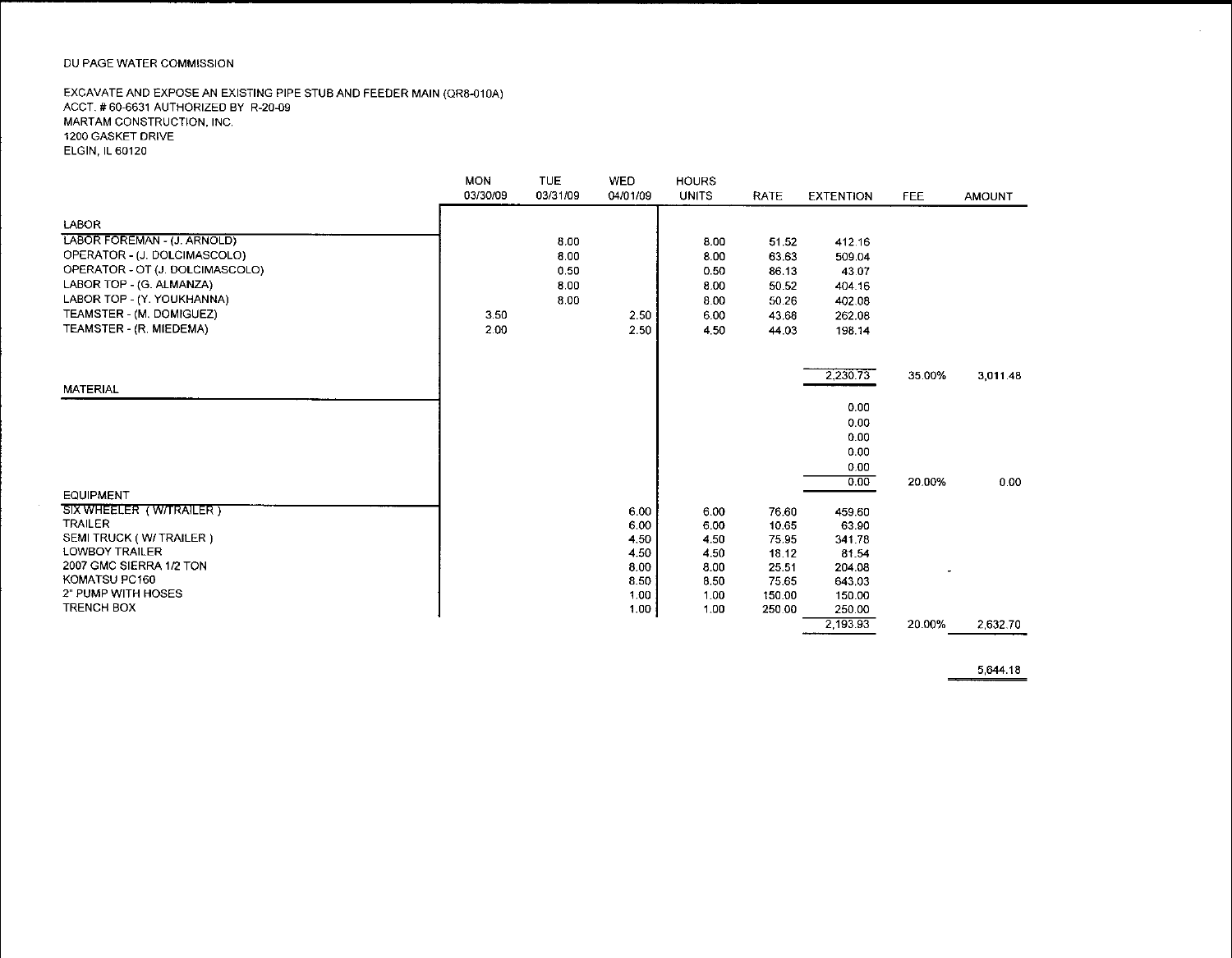DU PAGE WATER COMMISSION

EXCAVATE AND EXPOSE AN EXISTING PIPE STUB AND FEEDER MAIN (QR8-010A)
ACCT. # 60-6631 AUTHORIZED BY R-20-09
MARTAM CONSTRUCTION, INC.
1200 GASKET DRIVE
ELGIN, IL 60120

| | MON 03/30/09 | TUE 03/31/09 | WED 04/01/09 | HOURS UNITS | RATE | EXTENTION | FEE | AMOUNT |
|---|---|---|---|---|---|---|---|---|
| **LABOR** | | | | | | | | |
| LABOR FOREMAN - (J. ARNOLD) | | 8.00 | | 8.00 | 51.52 | 412.16 | | |
| OPERATOR - (J. DOLCIMASCOLO) | | 8.00 | | 8.00 | 63.63 | 509.04 | | |
| OPERATOR - OT (J. DOLCIMASCOLO) | | 0.50 | | 0.50 | 86.13 | 43.07 | | |
| LABOR TOP - (G. ALMANZA) | | 8.00 | | 8.00 | 50.52 | 404.16 | | |
| LABOR TOP - (Y. YOUKHANNA) | | 8.00 | | 8.00 | 50.26 | 402.08 | | |
| TEAMSTER - (M. DOMIGUEZ) | 3.50 | | 2.50 | 6.00 | 43.68 | 262.08 | | |
| TEAMSTER - (R. MIEDEMA) | 2.00 | | 2.50 | 4.50 | 44.03 | 198.14 | | |
| | | | | | | 2,230.73 | 35.00% | 3,011.48 |
| **MATERIAL** | | | | | | | | |
| | | | | | | 0.00 | | |
| | | | | | | 0.00 | | |
| | | | | | | 0.00 | | |
| | | | | | | 0.00 | | |
| | | | | | | 0.00 | | |
| | | | | | | 0.00 | 20.00% | 0.00 |
| **EQUIPMENT** | | | | | | | | |
| SIX WHEELER (W/TRAILER) | | | 6.00 | 6.00 | 76.60 | 459.60 | | |
| TRAILER | | | 6.00 | 6.00 | 10.65 | 63.90 | | |
| SEMI TRUCK (W/ TRAILER) | | | 4.50 | 4.50 | 75.95 | 341.78 | | |
| LOWBOY TRAILER | | | 4.50 | 4.50 | 18.12 | 81.54 | | |
| 2007 GMC SIERRA 1/2 TON | | | 8.00 | 8.00 | 25.51 | 204.08 | | |
| KOMATSU PC160 | | | 8.50 | 8.50 | 75.65 | 643.03 | | |
| 2" PUMP WITH HOSES | | | 1.00 | 1.00 | 150.00 | 150.00 | | |
| TRENCH BOX | | | 1.00 | 1.00 | 250.00 | 250.00 | | |
| | | | | | | 2,193.93 | 20.00% | 2,632.70 |
| | | | | | | | | 5,644.18 |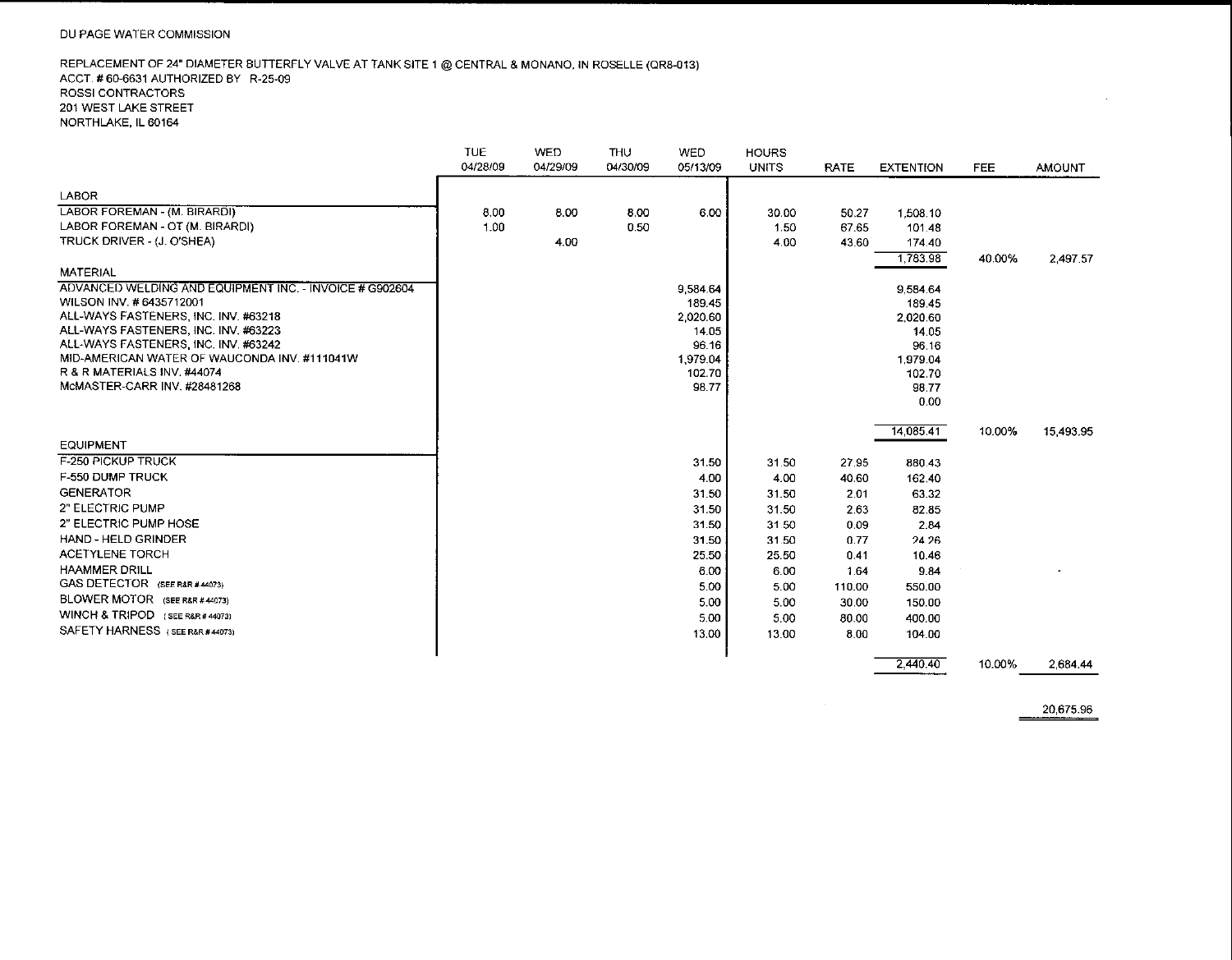DU PAGE WATER COMMISSION

REPLACEMENT OF 24" DIAMETER BUTTERFLY VALVE AT TANK SITE 1 @ CENTRAL & MONANO, IN ROSELLE (QR8-013)
ACCT. # 60-6631 AUTHORIZED BY R-25-09
ROSSI CONTRACTORS
201 WEST LAKE STREET
NORTHLAKE, IL 60164

| | TUE 04/28/09 | WED 04/29/09 | THU 04/30/09 | WED 05/13/09 | HOURS UNITS | RATE | EXTENTION | FEE | AMOUNT |
|---|---|---|---|---|---|---|---|---|---|
| **LABOR** | | | | | | | | | |
| LABOR FOREMAN - (M. BIRARDI) | 8.00 | 8.00 | 8.00 | 6.00 | 30.00 | 50.27 | 1,508.10 | | |
| LABOR FOREMAN - OT (M. BIRARDI) | 1.00 | | 0.50 | | 1.50 | 67.65 | 101.48 | | |
| TRUCK DRIVER - (J. O'SHEA) | | 4.00 | | | 4.00 | 43.60 | 174.40 | | |
| | | | | | | | 1,783.98 | 40.00% | 2,497.57 |
| **MATERIAL** | | | | | | | | | |
| ADVANCED WELDING AND EQUIPMENT INC. - INVOICE # G902604 | | | | 9,584.64 | | | 9,584.64 | | |
| WILSON INV. # 6435712001 | | | | 189.45 | | | 189.45 | | |
| ALL-WAYS FASTENERS, INC. INV. #63218 | | | | 2,020.60 | | | 2,020.60 | | |
| ALL-WAYS FASTENERS, INC. INV. #63223 | | | | 14.05 | | | 14.05 | | |
| ALL-WAYS FASTENERS, INC. INV. #63242 | | | | 96.16 | | | 96.16 | | |
| MID-AMERICAN WATER OF WAUCONDA INV. #111041W | | | | 1,979.04 | | | 1,979.04 | | |
| R & R MATERIALS INV. #44074 | | | | 102.70 | | | 102.70 | | |
| McMASTER-CARR INV. #28481268 | | | | 98.77 | | | 98.77 | | |
| | | | | | | | 0.00 | | |
| | | | | | | | 14,085.41 | 10.00% | 15,493.95 |
| **EQUIPMENT** | | | | | | | | | |
| F-250 PICKUP TRUCK | | | | 31.50 | 31.50 | 27.95 | 880.43 | | |
| F-550 DUMP TRUCK | | | | 4.00 | 4.00 | 40.60 | 162.40 | | |
| GENERATOR | | | | 31.50 | 31.50 | 2.01 | 63.32 | | |
| 2" ELECTRIC PUMP | | | | 31.50 | 31.50 | 2.63 | 82.85 | | |
| 2" ELECTRIC PUMP HOSE | | | | 31.50 | 31.50 | 0.09 | 2.84 | | |
| HAND - HELD GRINDER | | | | 31.50 | 31.50 | 0.77 | 24.26 | | |
| ACETYLENE TORCH | | | | 25.50 | 25.50 | 0.41 | 10.46 | | |
| HAAMMER DRILL | | | | 6.00 | 6.00 | 1.64 | 9.84 | | |
| GAS DETECTOR (SEE R&R # 44073) | | | | 5.00 | 5.00 | 110.00 | 550.00 | | |
| BLOWER MOTOR (SEE R&R # 44073) | | | | 5.00 | 5.00 | 30.00 | 150.00 | | |
| WINCH & TRIPOD (SEE R&R # 44073) | | | | 5.00 | 5.00 | 80.00 | 400.00 | | |
| SAFETY HARNESS (SEE R&R # 44073) | | | | 13.00 | 13.00 | 8.00 | 104.00 | | |
| | | | | | | | 2,440.40 | 10.00% | 2,684.44 |
| | | | | | | | | | 20,675.96 |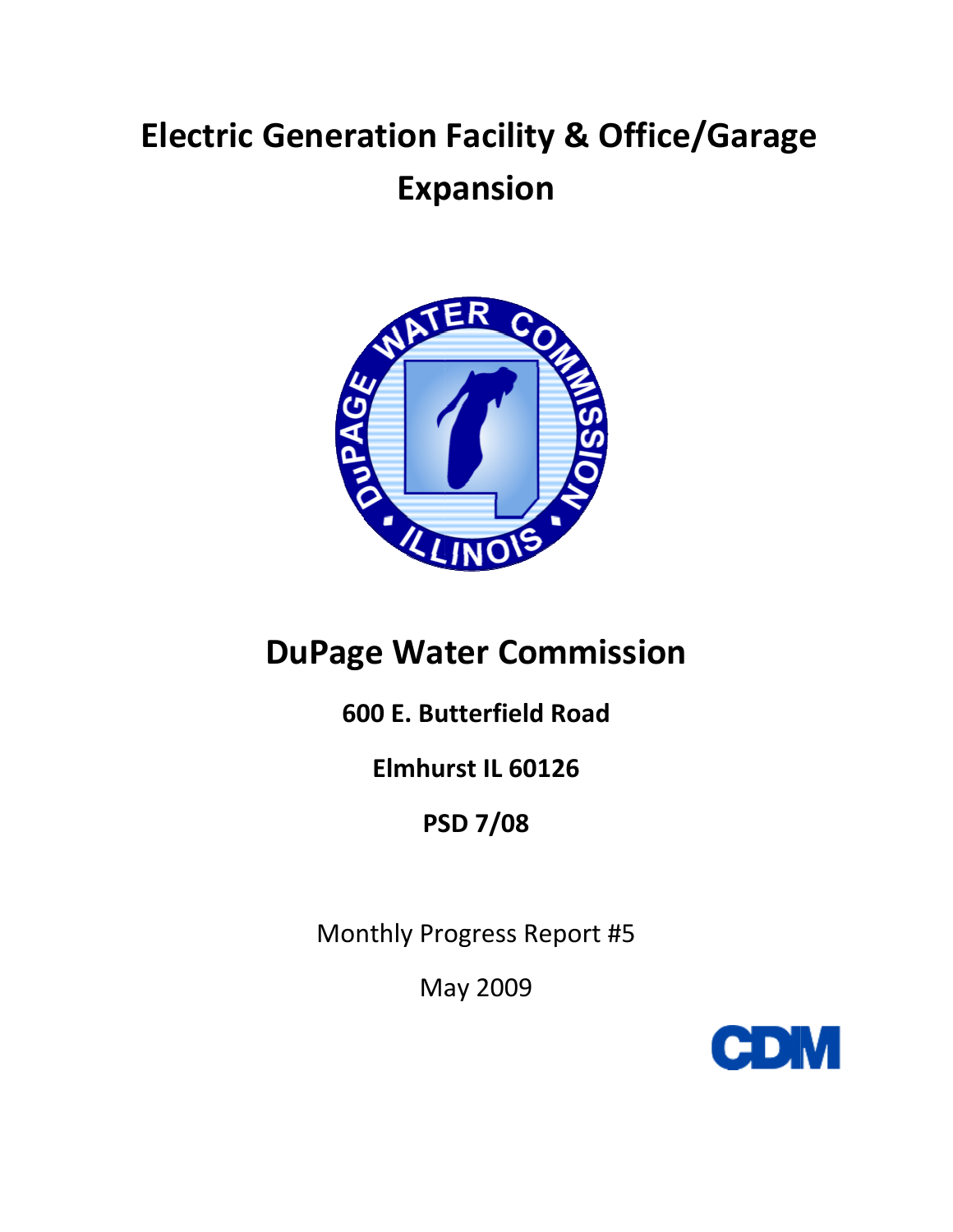# Electric Generation Facility & Office/Garage Expansion

# DuPage Water Commission

**600 E. Butterfield Road**

**Elmhurst IL 60126**

**PSD 7/08**

Monthly Progress Report #5

May 2009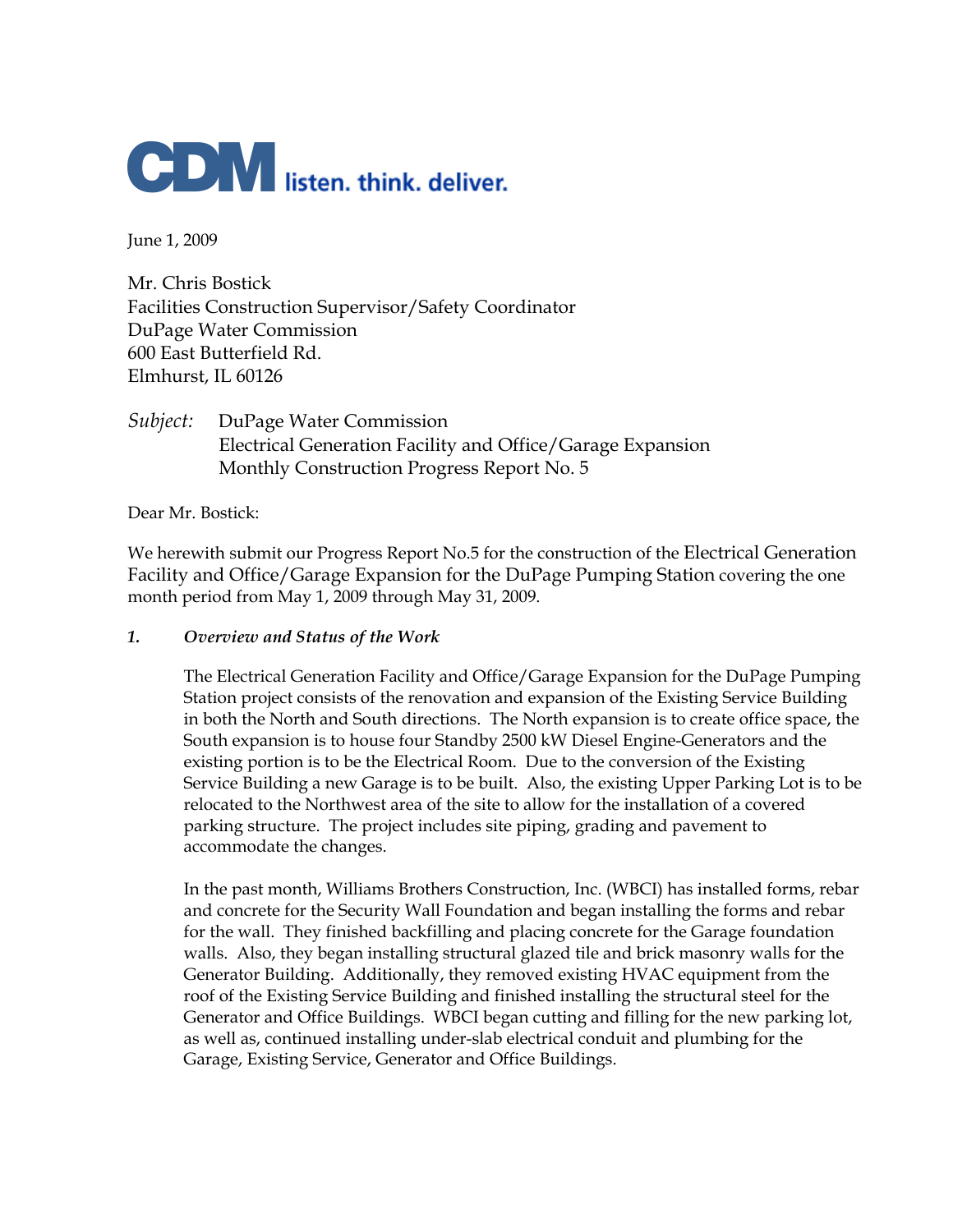**CDM** listen. think. deliver.

June 1, 2009

Mr. Chris Bostick
Facilities Construction Supervisor/Safety Coordinator
DuPage Water Commission
600 East Butterfield Rd.
Elmhurst, IL 60126

*Subject:* DuPage Water Commission
Electrical Generation Facility and Office/Garage Expansion
Monthly Construction Progress Report No. 5

Dear Mr. Bostick:

We herewith submit our Progress Report No.5 for the construction of the Electrical Generation Facility and Office/Garage Expansion for the DuPage Pumping Station covering the one month period from May 1, 2009 through May 31, 2009.

## *1. Overview and Status of the Work*

The Electrical Generation Facility and Office/Garage Expansion for the DuPage Pumping Station project consists of the renovation and expansion of the Existing Service Building in both the North and South directions. The North expansion is to create office space, the South expansion is to house four Standby 2500 kW Diesel Engine-Generators and the existing portion is to be the Electrical Room. Due to the conversion of the Existing Service Building a new Garage is to be built. Also, the existing Upper Parking Lot is to be relocated to the Northwest area of the site to allow for the installation of a covered parking structure. The project includes site piping, grading and pavement to accommodate the changes.

In the past month, Williams Brothers Construction, Inc. (WBCI) has installed forms, rebar and concrete for the Security Wall Foundation and began installing the forms and rebar for the wall. They finished backfilling and placing concrete for the Garage foundation walls. Also, they began installing structural glazed tile and brick masonry walls for the Generator Building. Additionally, they removed existing HVAC equipment from the roof of the Existing Service Building and finished installing the structural steel for the Generator and Office Buildings. WBCI began cutting and filling for the new parking lot, as well as, continued installing under-slab electrical conduit and plumbing for the Garage, Existing Service, Generator and Office Buildings.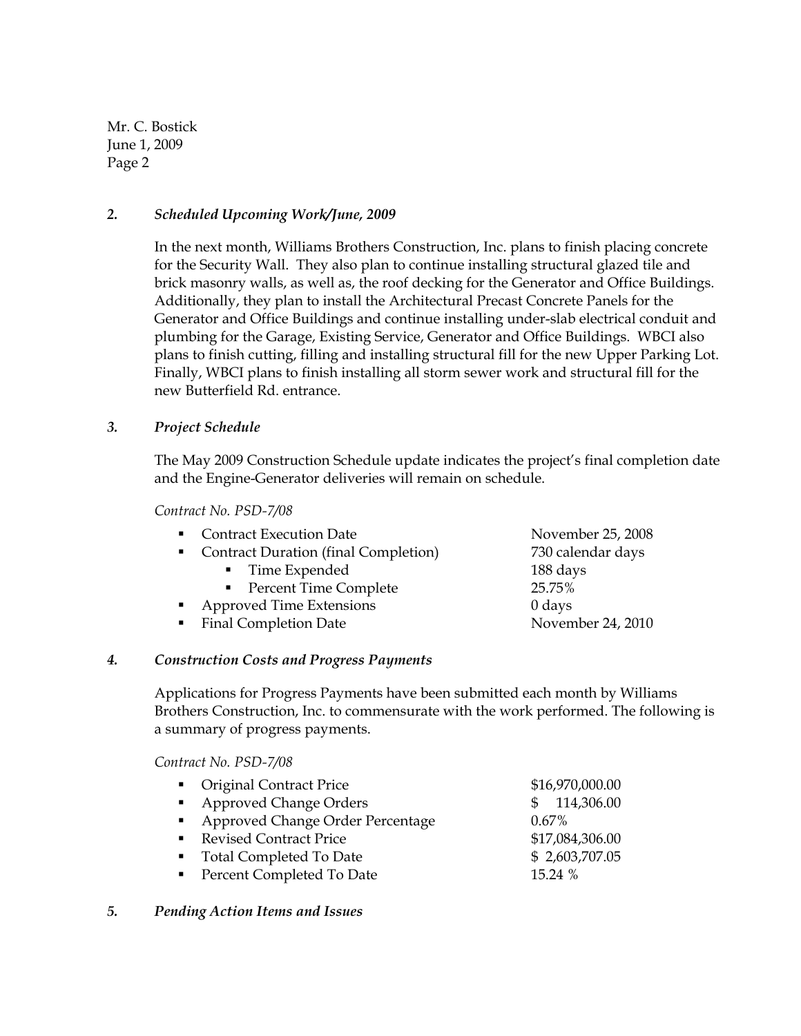Mr. C. Bostick
June 1, 2009
Page 2

## *2. Scheduled Upcoming Work/June, 2009*

In the next month, Williams Brothers Construction, Inc. plans to finish placing concrete for the Security Wall. They also plan to continue installing structural glazed tile and brick masonry walls, as well as, the roof decking for the Generator and Office Buildings. Additionally, they plan to install the Architectural Precast Concrete Panels for the Generator and Office Buildings and continue installing under-slab electrical conduit and plumbing for the Garage, Existing Service, Generator and Office Buildings. WBCI also plans to finish cutting, filling and installing structural fill for the new Upper Parking Lot. Finally, WBCI plans to finish installing all storm sewer work and structural fill for the new Butterfield Rd. entrance.

## *3. Project Schedule*

The May 2009 Construction Schedule update indicates the project's final completion date and the Engine-Generator deliveries will remain on schedule.

*Contract No. PSD-7/08*

- Contract Execution Date — November 25, 2008
- Contract Duration (final Completion) — 730 calendar days
  - Time Expended — 188 days
  - Percent Time Complete — 25.75%
- Approved Time Extensions — 0 days
- Final Completion Date — November 24, 2010

## *4. Construction Costs and Progress Payments*

Applications for Progress Payments have been submitted each month by Williams Brothers Construction, Inc. to commensurate with the work performed. The following is a summary of progress payments.

*Contract No. PSD-7/08*

- Original Contract Price — $16,970,000.00
- Approved Change Orders — $ 114,306.00
- Approved Change Order Percentage — 0.67%
- Revised Contract Price — $17,084,306.00
- Total Completed To Date — $ 2,603,707.05
- Percent Completed To Date — 15.24 %

## *5. Pending Action Items and Issues*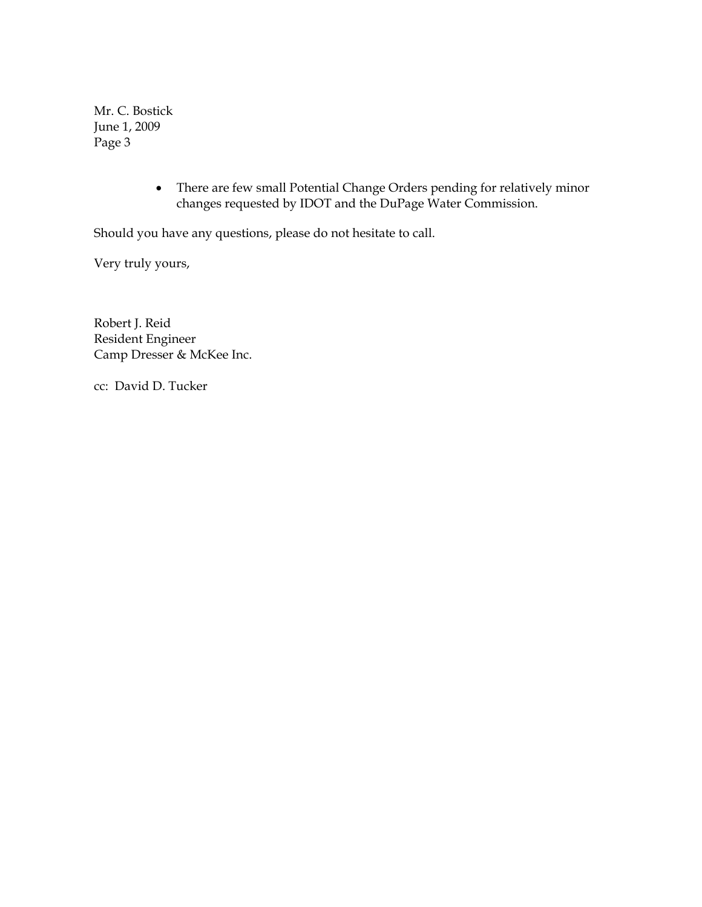Mr. C. Bostick
June 1, 2009

- There are few small Potential Change Orders pending for relatively minor changes requested by IDOT and the DuPage Water Commission.

Should you have any questions, please do not hesitate to call.

Very truly yours,

Robert J. Reid
Resident Engineer
Camp Dresser & McKee Inc.

cc: David D. Tucker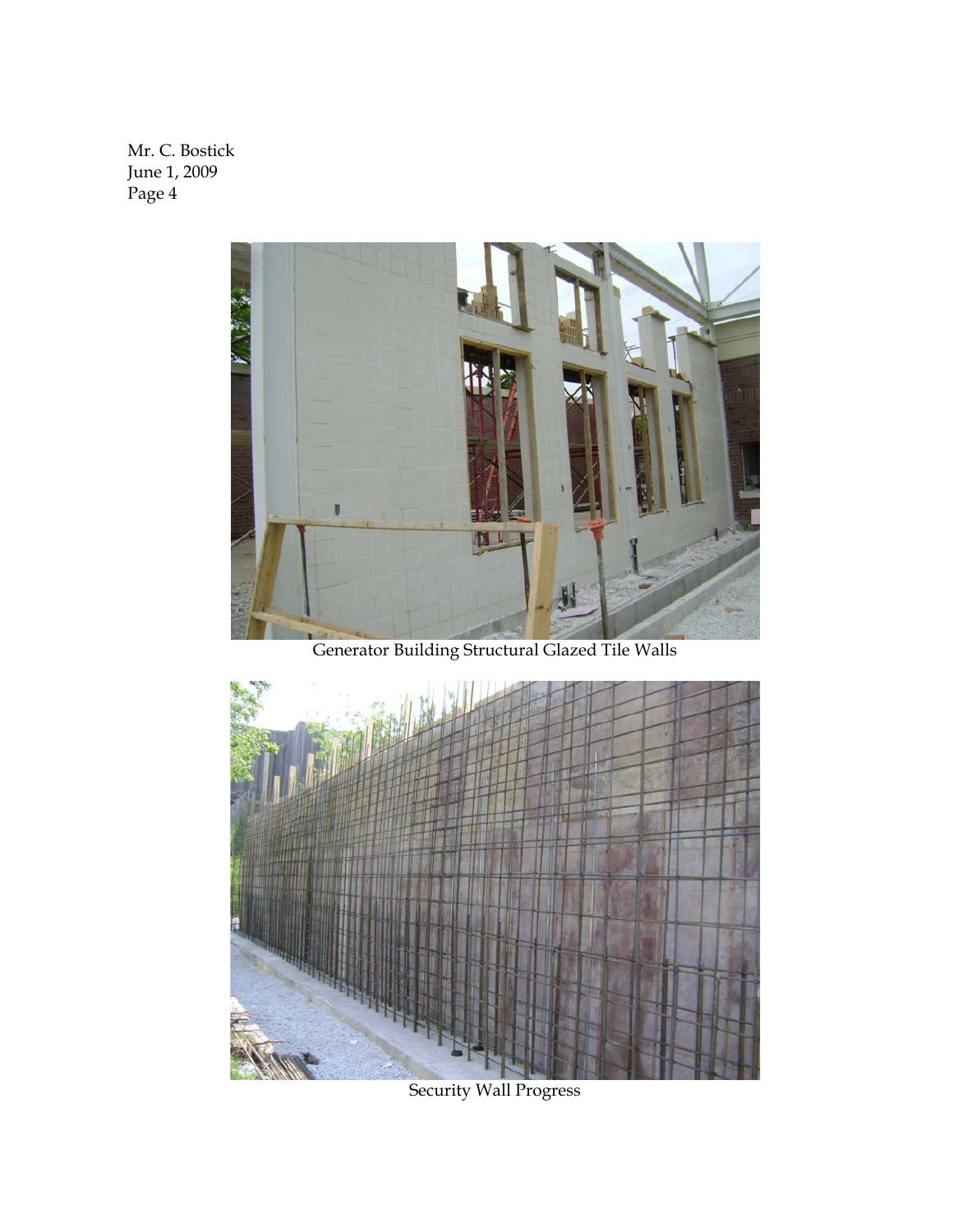Mr. C. Bostick
June 1, 2009

Generator Building Structural Glazed Tile Walls

Security Wall Progress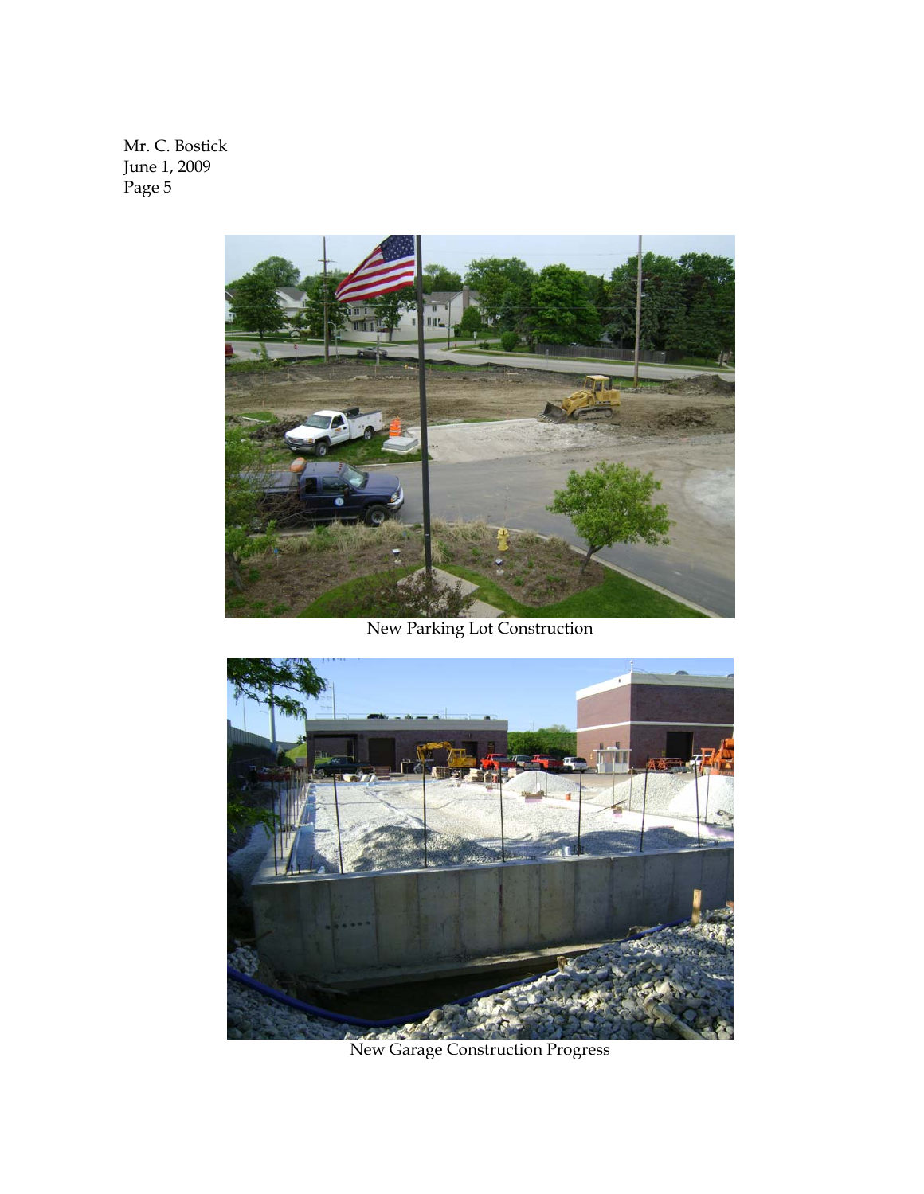New Parking Lot Construction

New Garage Construction Progress